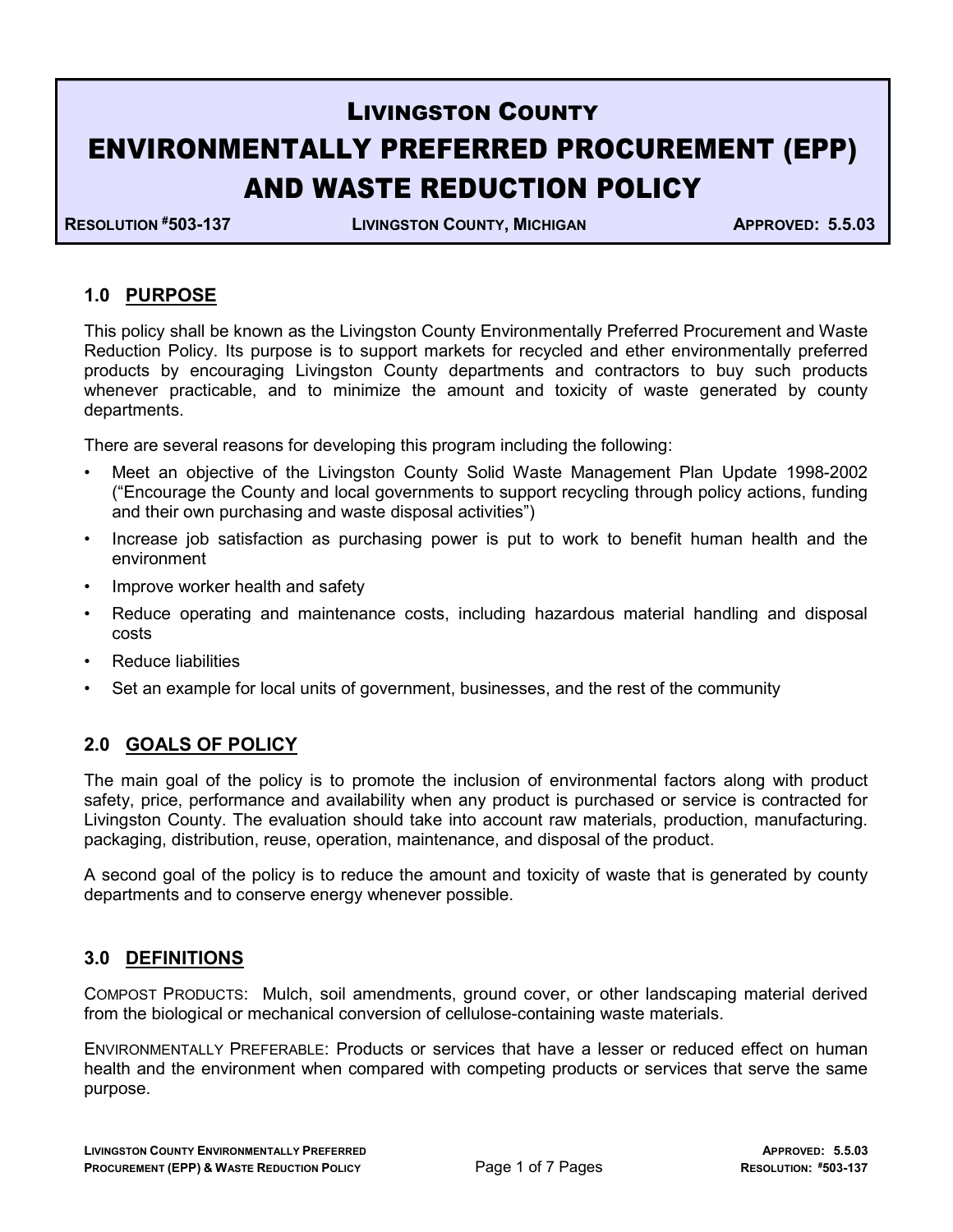# LIVINGSTON COUNTY

# ENVIRONMENTALLY PREFERRED PROCUREMENT (EPP) AND WASTE REDUCTION POLICY

**RESOLUTION #503-137** | **LIVINGSTON COUNTY, MICHIGAN** | **APPROVED: 5.5.03**

## 1.0 PURPOSE

This policy shall be known as the Livingston County Environmentally Preferred Procurement and Waste Reduction Policy. Its purpose is to support markets for recycled and ether environmentally preferred products by encouraging Livingston County departments and contractors to buy such products whenever practicable, and to minimize the amount and toxicity of waste generated by county departments.

There are several reasons for developing this program including the following:

- Meet an objective of the Livingston County Solid Waste Management Plan Update 1998-2002 ("Encourage the County and local governments to support recycling through policy actions, funding and their own purchasing and waste disposal activities")
- Increase job satisfaction as purchasing power is put to work to benefit human health and the environment
- Improve worker health and safety
- Reduce operating and maintenance costs, including hazardous material handling and disposal costs
- Reduce liabilities
- Set an example for local units of government, businesses, and the rest of the community

## 2.0 GOALS OF POLICY

The main goal of the policy is to promote the inclusion of environmental factors along with product safety, price, performance and availability when any product is purchased or service is contracted for Livingston County. The evaluation should take into account raw materials, production, manufacturing. packaging, distribution, reuse, operation, maintenance, and disposal of the product.

A second goal of the policy is to reduce the amount and toxicity of waste that is generated by county departments and to conserve energy whenever possible.

## 3.0 DEFINITIONS

COMPOST PRODUCTS: Mulch, soil amendments, ground cover, or other landscaping material derived from the biological or mechanical conversion of cellulose-containing waste materials.

ENVIRONMENTALLY PREFERABLE: Products or services that have a lesser or reduced effect on human health and the environment when compared with competing products or services that serve the same purpose.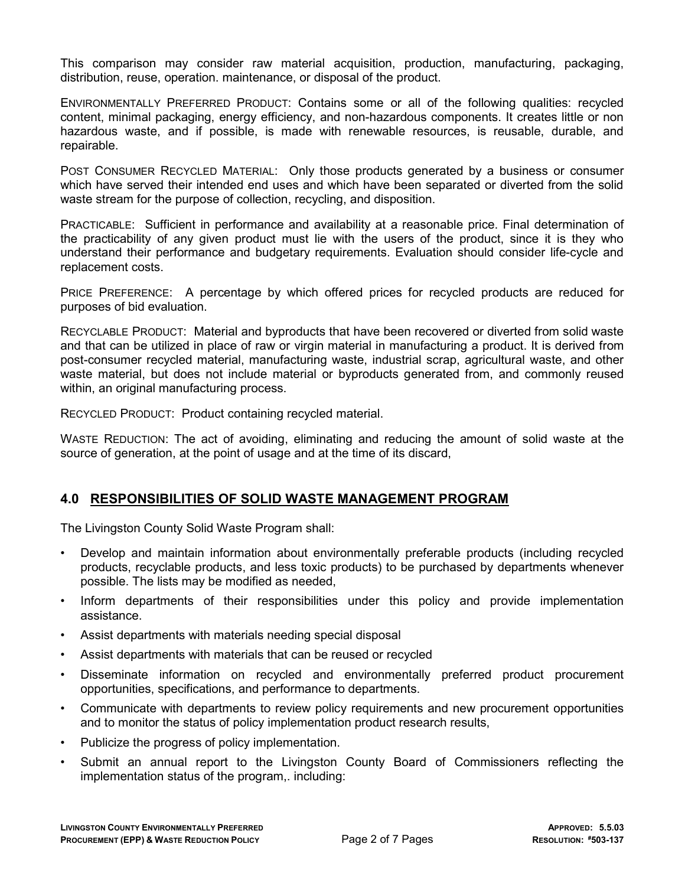This comparison may consider raw material acquisition, production, manufacturing, packaging, distribution, reuse, operation. maintenance, or disposal of the product.

ENVIRONMENTALLY PREFERRED PRODUCT: Contains some or all of the following qualities: recycled content, minimal packaging, energy efficiency, and non-hazardous components. It creates little or non hazardous waste, and if possible, is made with renewable resources, is reusable, durable, and repairable.

POST CONSUMER RECYCLED MATERIAL: Only those products generated by a business or consumer which have served their intended end uses and which have been separated or diverted from the solid waste stream for the purpose of collection, recycling, and disposition.

PRACTICABLE: Sufficient in performance and availability at a reasonable price. Final determination of the practicability of any given product must lie with the users of the product, since it is they who understand their performance and budgetary requirements. Evaluation should consider life-cycle and replacement costs.

PRICE PREFERENCE: A percentage by which offered prices for recycled products are reduced for purposes of bid evaluation.

RECYCLABLE PRODUCT: Material and byproducts that have been recovered or diverted from solid waste and that can be utilized in place of raw or virgin material in manufacturing a product. It is derived from post-consumer recycled material, manufacturing waste, industrial scrap, agricultural waste, and other waste material, but does not include material or byproducts generated from, and commonly reused within, an original manufacturing process.

RECYCLED PRODUCT: Product containing recycled material.

WASTE REDUCTION: The act of avoiding, eliminating and reducing the amount of solid waste at the source of generation, at the point of usage and at the time of its discard,

## 4.0 RESPONSIBILITIES OF SOLID WASTE MANAGEMENT PROGRAM

The Livingston County Solid Waste Program shall:

- Develop and maintain information about environmentally preferable products (including recycled products, recyclable products, and less toxic products) to be purchased by departments whenever possible. The lists may be modified as needed,
- Inform departments of their responsibilities under this policy and provide implementation assistance.
- Assist departments with materials needing special disposal
- Assist departments with materials that can be reused or recycled
- Disseminate information on recycled and environmentally preferred product procurement opportunities, specifications, and performance to departments.
- Communicate with departments to review policy requirements and new procurement opportunities and to monitor the status of policy implementation product research results,
- Publicize the progress of policy implementation.
- Submit an annual report to the Livingston County Board of Commissioners reflecting the implementation status of the program,. including: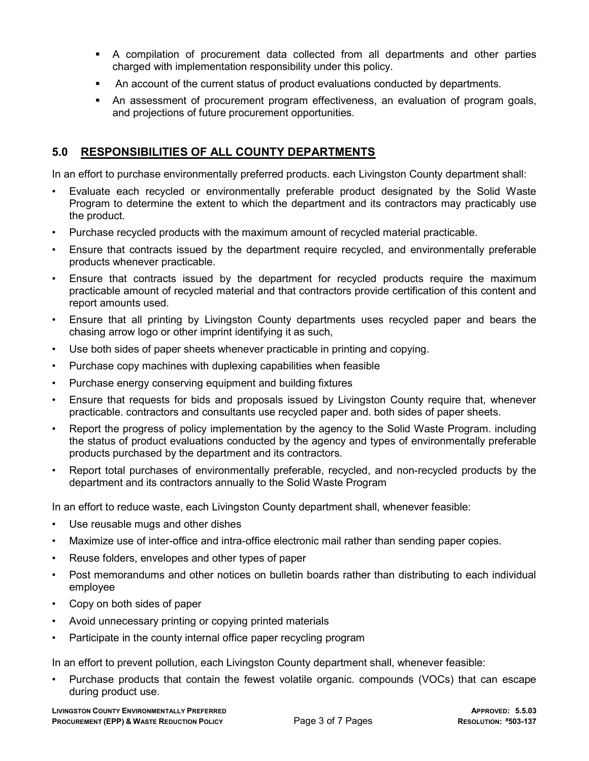- A compilation of procurement data collected from all departments and other parties charged with implementation responsibility under this policy.
- An account of the current status of product evaluations conducted by departments.
- An assessment of procurement program effectiveness, an evaluation of program goals, and projections of future procurement opportunities.

## 5.0 RESPONSIBILITIES OF ALL COUNTY DEPARTMENTS

In an effort to purchase environmentally preferred products. each Livingston County department shall:

- Evaluate each recycled or environmentally preferable product designated by the Solid Waste Program to determine the extent to which the department and its contractors may practicably use the product.
- Purchase recycled products with the maximum amount of recycled material practicable.
- Ensure that contracts issued by the department require recycled, and environmentally preferable products whenever practicable.
- Ensure that contracts issued by the department for recycled products require the maximum practicable amount of recycled material and that contractors provide certification of this content and report amounts used.
- Ensure that all printing by Livingston County departments uses recycled paper and bears the chasing arrow logo or other imprint identifying it as such,
- Use both sides of paper sheets whenever practicable in printing and copying.
- Purchase copy machines with duplexing capabilities when feasible
- Purchase energy conserving equipment and building fixtures
- Ensure that requests for bids and proposals issued by Livingston County require that, whenever practicable. contractors and consultants use recycled paper and. both sides of paper sheets.
- Report the progress of policy implementation by the agency to the Solid Waste Program. including the status of product evaluations conducted by the agency and types of environmentally preferable products purchased by the department and its contractors.
- Report total purchases of environmentally preferable, recycled, and non-recycled products by the department and its contractors annually to the Solid Waste Program

In an effort to reduce waste, each Livingston County department shall, whenever feasible:

- Use reusable mugs and other dishes
- Maximize use of inter-office and intra-office electronic mail rather than sending paper copies.
- Reuse folders, envelopes and other types of paper
- Post memorandums and other notices on bulletin boards rather than distributing to each individual employee
- Copy on both sides of paper
- Avoid unnecessary printing or copying printed materials
- Participate in the county internal office paper recycling program

In an effort to prevent pollution, each Livingston County department shall, whenever feasible:

- Purchase products that contain the fewest volatile organic. compounds (VOCs) that can escape during product use.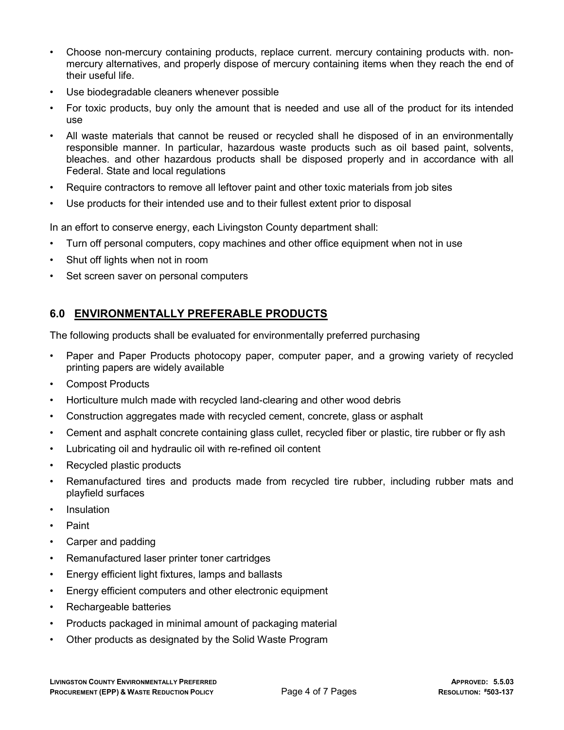- Choose non-mercury containing products, replace current. mercury containing products with. non-mercury alternatives, and properly dispose of mercury containing items when they reach the end of their useful life.
- Use biodegradable cleaners whenever possible
- For toxic products, buy only the amount that is needed and use all of the product for its intended use
- All waste materials that cannot be reused or recycled shall he disposed of in an environmentally responsible manner. In particular, hazardous waste products such as oil based paint, solvents, bleaches. and other hazardous products shall be disposed properly and in accordance with all Federal. State and local regulations
- Require contractors to remove all leftover paint and other toxic materials from job sites
- Use products for their intended use and to their fullest extent prior to disposal

In an effort to conserve energy, each Livingston County department shall:

- Turn off personal computers, copy machines and other office equipment when not in use
- Shut off lights when not in room
- Set screen saver on personal computers

## 6.0 ENVIRONMENTALLY PREFERABLE PRODUCTS

The following products shall be evaluated for environmentally preferred purchasing

- Paper and Paper Products photocopy paper, computer paper, and a growing variety of recycled printing papers are widely available
- Compost Products
- Horticulture mulch made with recycled land-clearing and other wood debris
- Construction aggregates made with recycled cement, concrete, glass or asphalt
- Cement and asphalt concrete containing glass cullet, recycled fiber or plastic, tire rubber or fly ash
- Lubricating oil and hydraulic oil with re-refined oil content
- Recycled plastic products
- Remanufactured tires and products made from recycled tire rubber, including rubber mats and playfield surfaces
- Insulation
- Paint
- Carper and padding
- Remanufactured laser printer toner cartridges
- Energy efficient light fixtures, lamps and ballasts
- Energy efficient computers and other electronic equipment
- Rechargeable batteries
- Products packaged in minimal amount of packaging material
- Other products as designated by the Solid Waste Program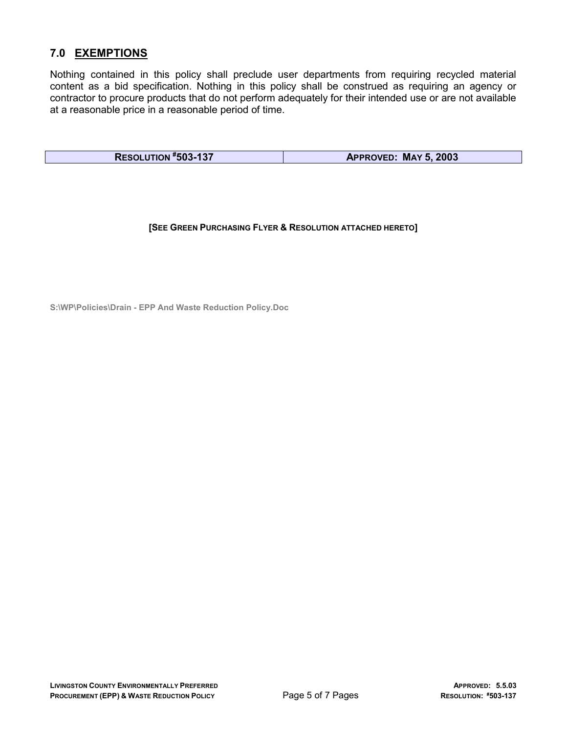## 7.0 EXEMPTIONS

Nothing contained in this policy shall preclude user departments from requiring recycled material content as a bid specification. Nothing in this policy shall be construed as requiring an agency or contractor to procure products that do not perform adequately for their intended use or are not available at a reasonable price in a reasonable period of time.

| RESOLUTION #503-137 | APPROVED: MAY 5, 2003 |
| --- | --- |

**[SEE GREEN PURCHASING FLYER & RESOLUTION ATTACHED HERETO]**

S:\WP\Policies\Drain - EPP And Waste Reduction Policy.Doc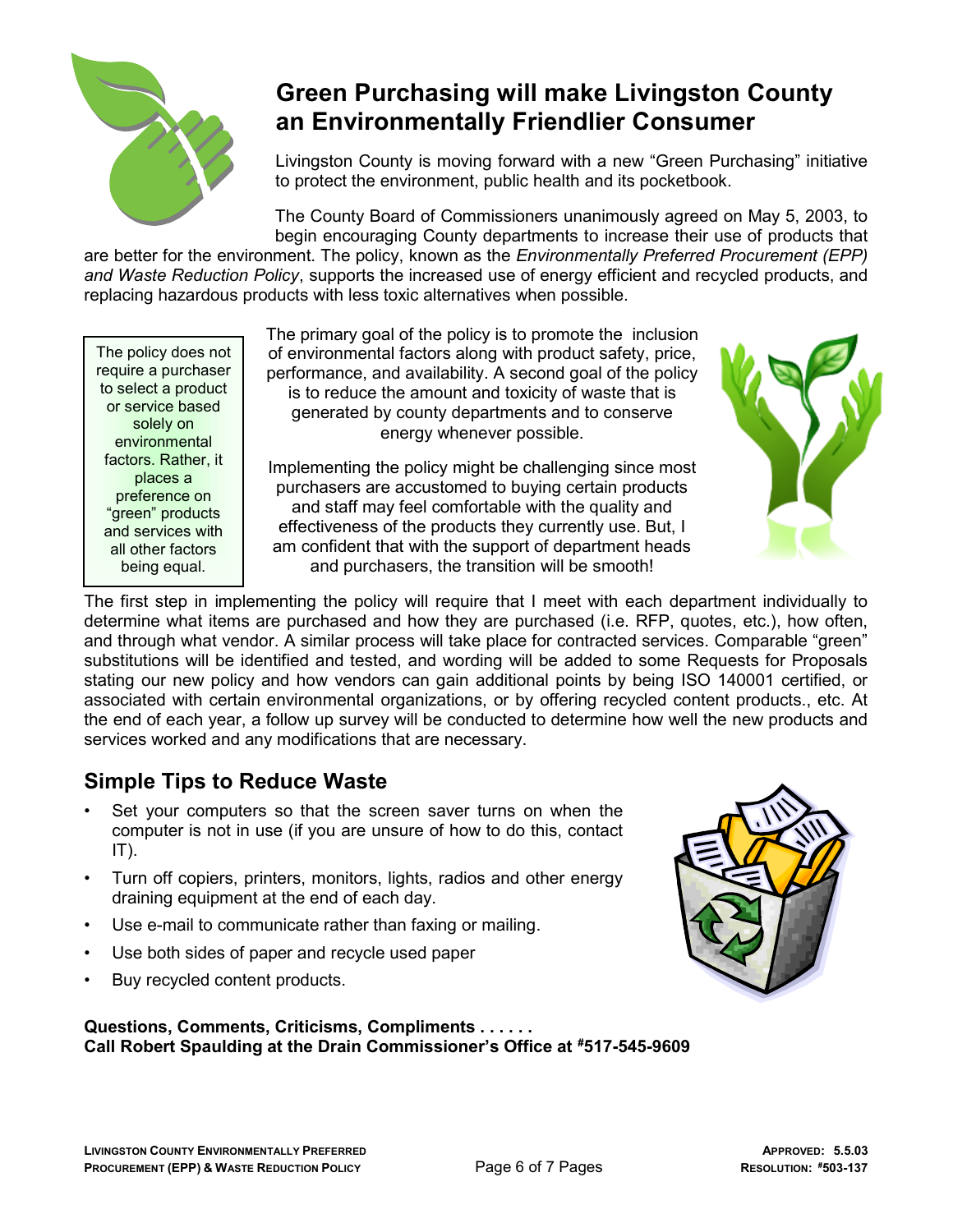# Green Purchasing will make Livingston County an Environmentally Friendlier Consumer

Livingston County is moving forward with a new "Green Purchasing" initiative to protect the environment, public health and its pocketbook.

The County Board of Commissioners unanimously agreed on May 5, 2003, to begin encouraging County departments to increase their use of products that are better for the environment. The policy, known as the *Environmentally Preferred Procurement (EPP) and Waste Reduction Policy*, supports the increased use of energy efficient and recycled products, and replacing hazardous products with less toxic alternatives when possible.

> The policy does not require a purchaser to select a product or service based solely on environmental factors. Rather, it places a preference on "green" products and services with all other factors being equal.

The primary goal of the policy is to promote the inclusion of environmental factors along with product safety, price, performance, and availability. A second goal of the policy is to reduce the amount and toxicity of waste that is generated by county departments and to conserve energy whenever possible.

Implementing the policy might be challenging since most purchasers are accustomed to buying certain products and staff may feel comfortable with the quality and effectiveness of the products they currently use. But, I am confident that with the support of department heads and purchasers, the transition will be smooth!

The first step in implementing the policy will require that I meet with each department individually to determine what items are purchased and how they are purchased (i.e. RFP, quotes, etc.), how often, and through what vendor. A similar process will take place for contracted services. Comparable "green" substitutions will be identified and tested, and wording will be added to some Requests for Proposals stating our new policy and how vendors can gain additional points by being ISO 140001 certified, or associated with certain environmental organizations, or by offering recycled content products., etc. At the end of each year, a follow up survey will be conducted to determine how well the new products and services worked and any modifications that are necessary.

## Simple Tips to Reduce Waste

- Set your computers so that the screen saver turns on when the computer is not in use (if you are unsure of how to do this, contact IT).
- Turn off copiers, printers, monitors, lights, radios and other energy draining equipment at the end of each day.
- Use e-mail to communicate rather than faxing or mailing.
- Use both sides of paper and recycle used paper
- Buy recycled content products.

**Questions, Comments, Criticisms, Compliments . . . . . .**
**Call Robert Spaulding at the Drain Commissioner's Office at #517-545-9609**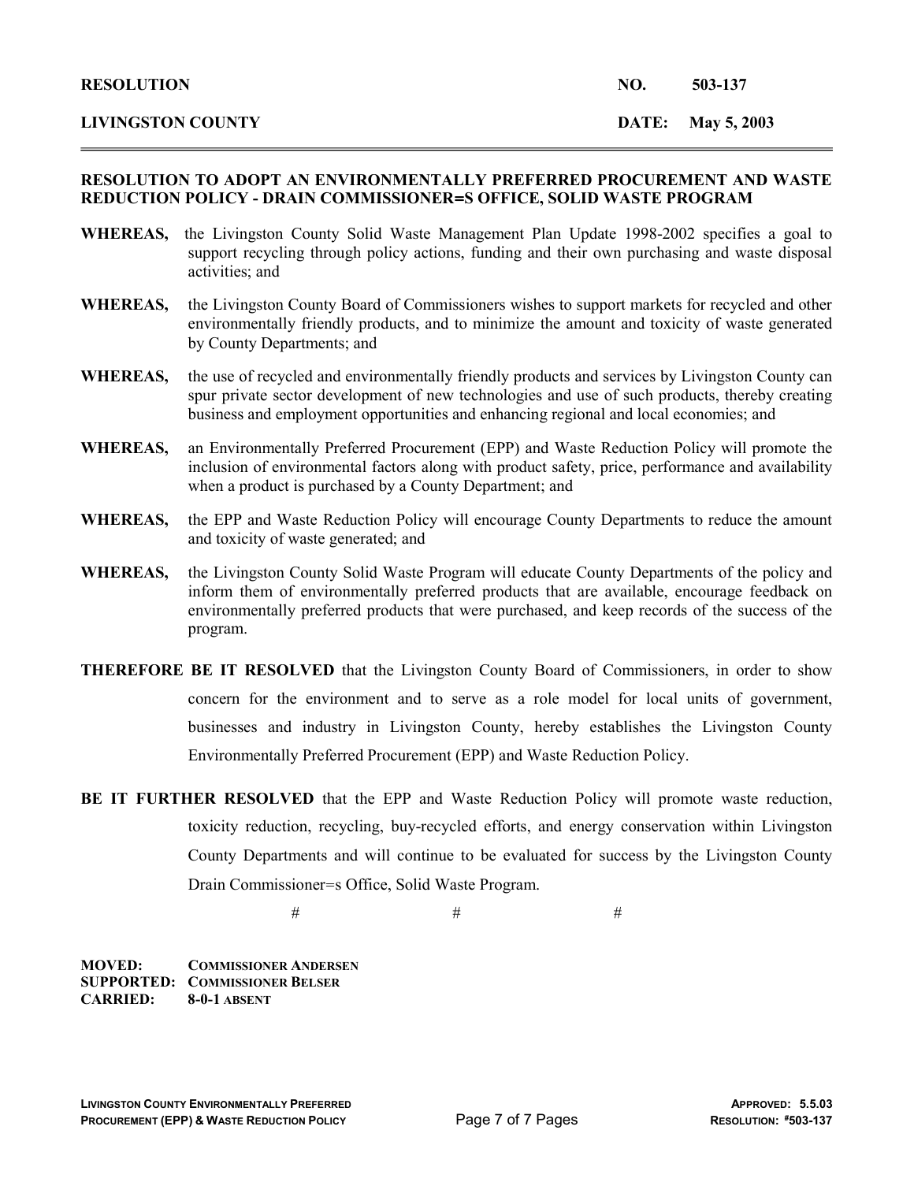**RESOLUTION** **NO. 503-137**

**LIVINGSTON COUNTY** **DATE: May 5, 2003**

---

**RESOLUTION TO ADOPT AN ENVIRONMENTALLY PREFERRED PROCUREMENT AND WASTE REDUCTION POLICY - DRAIN COMMISSIONER=S OFFICE, SOLID WASTE PROGRAM**

**WHEREAS,** the Livingston County Solid Waste Management Plan Update 1998-2002 specifies a goal to support recycling through policy actions, funding and their own purchasing and waste disposal activities; and

**WHEREAS,** the Livingston County Board of Commissioners wishes to support markets for recycled and other environmentally friendly products, and to minimize the amount and toxicity of waste generated by County Departments; and

**WHEREAS,** the use of recycled and environmentally friendly products and services by Livingston County can spur private sector development of new technologies and use of such products, thereby creating business and employment opportunities and enhancing regional and local economies; and

**WHEREAS,** an Environmentally Preferred Procurement (EPP) and Waste Reduction Policy will promote the inclusion of environmental factors along with product safety, price, performance and availability when a product is purchased by a County Department; and

**WHEREAS,** the EPP and Waste Reduction Policy will encourage County Departments to reduce the amount and toxicity of waste generated; and

**WHEREAS,** the Livingston County Solid Waste Program will educate County Departments of the policy and inform them of environmentally preferred products that are available, encourage feedback on environmentally preferred products that were purchased, and keep records of the success of the program.

**THEREFORE BE IT RESOLVED** that the Livingston County Board of Commissioners, in order to show concern for the environment and to serve as a role model for local units of government, businesses and industry in Livingston County, hereby establishes the Livingston County Environmentally Preferred Procurement (EPP) and Waste Reduction Policy.

**BE IT FURTHER RESOLVED** that the EPP and Waste Reduction Policy will promote waste reduction, toxicity reduction, recycling, buy-recycled efforts, and energy conservation within Livingston County Departments and will continue to be evaluated for success by the Livingston County Drain Commissioner=s Office, Solid Waste Program.

# # #

**MOVED:** **COMMISSIONER ANDERSEN**
**SUPPORTED:** **COMMISSIONER BELSER**
**CARRIED:** **8-0-1 ABSENT**